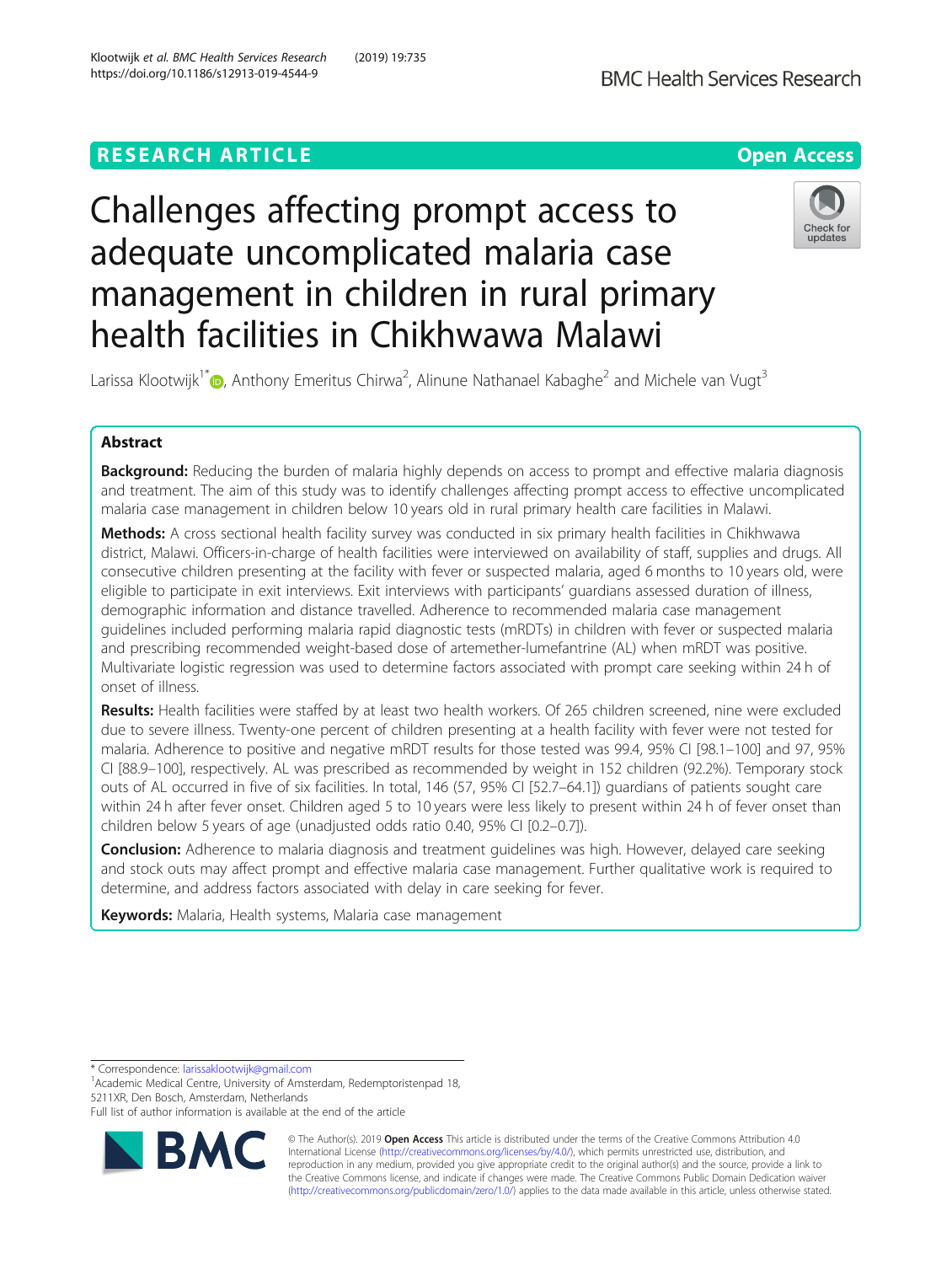RESEARCH ARTICLE

Open Access

# Challenges affecting prompt access to adequate uncomplicated malaria case management in children in rural primary health facilities in Chikhwawa Malawi

Larissa Klootwijk[1*], Anthony Emeritus Chirwa[2], Alinune Nathanael Kabaghe[2] and Michele van Vugt[3]

## Abstract

**Background:** Reducing the burden of malaria highly depends on access to prompt and effective malaria diagnosis and treatment. The aim of this study was to identify challenges affecting prompt access to effective uncomplicated malaria case management in children below 10 years old in rural primary health care facilities in Malawi.

**Methods:** A cross sectional health facility survey was conducted in six primary health facilities in Chikhwawa district, Malawi. Officers-in-charge of health facilities were interviewed on availability of staff, supplies and drugs. All consecutive children presenting at the facility with fever or suspected malaria, aged 6 months to 10 years old, were eligible to participate in exit interviews. Exit interviews with participants' guardians assessed duration of illness, demographic information and distance travelled. Adherence to recommended malaria case management guidelines included performing malaria rapid diagnostic tests (mRDTs) in children with fever or suspected malaria and prescribing recommended weight-based dose of artemether-lumefantrine (AL) when mRDT was positive. Multivariate logistic regression was used to determine factors associated with prompt care seeking within 24 h of onset of illness.

**Results:** Health facilities were staffed by at least two health workers. Of 265 children screened, nine were excluded due to severe illness. Twenty-one percent of children presenting at a health facility with fever were not tested for malaria. Adherence to positive and negative mRDT results for those tested was 99.4, 95% CI [98.1–100] and 97, 95% CI [88.9–100], respectively. AL was prescribed as recommended by weight in 152 children (92.2%). Temporary stock outs of AL occurred in five of six facilities. In total, 146 (57, 95% CI [52.7–64.1]) guardians of patients sought care within 24 h after fever onset. Children aged 5 to 10 years were less likely to present within 24 h of fever onset than children below 5 years of age (unadjusted odds ratio 0.40, 95% CI [0.2–0.7]).

**Conclusion:** Adherence to malaria diagnosis and treatment guidelines was high. However, delayed care seeking and stock outs may affect prompt and effective malaria case management. Further qualitative work is required to determine, and address factors associated with delay in care seeking for fever.

**Keywords:** Malaria, Health systems, Malaria case management

---

* Correspondence: larissaklootwijk@gmail.com
[1]Academic Medical Centre, University of Amsterdam, Redemptoristenpad 18, 5211XR, Den Bosch, Amsterdam, Netherlands
Full list of author information is available at the end of the article

© The Author(s). 2019 **Open Access** This article is distributed under the terms of the Creative Commons Attribution 4.0 International License (http://creativecommons.org/licenses/by/4.0/), which permits unrestricted use, distribution, and reproduction in any medium, provided you give appropriate credit to the original author(s) and the source, provide a link to the Creative Commons license, and indicate if changes were made. The Creative Commons Public Domain Dedication waiver (http://creativecommons.org/publicdomain/zero/1.0/) applies to the data made available in this article, unless otherwise stated.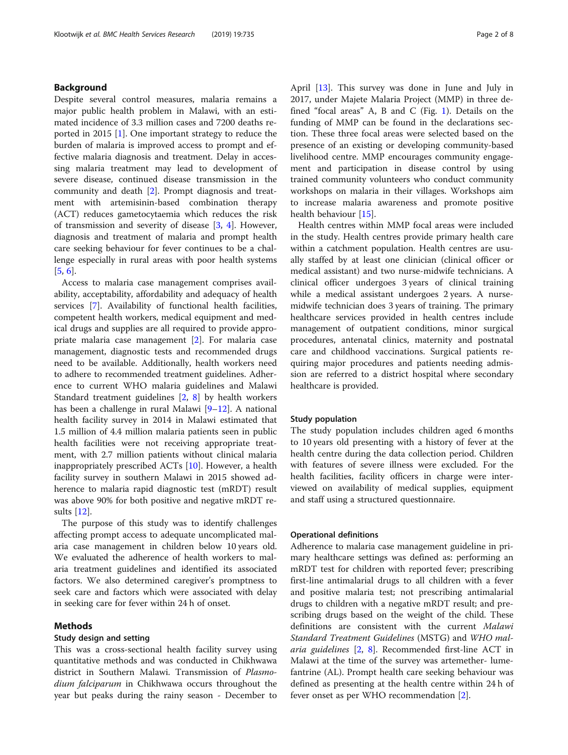## Background

Despite several control measures, malaria remains a major public health problem in Malawi, with an estimated incidence of 3.3 million cases and 7200 deaths reported in 2015 [1]. One important strategy to reduce the burden of malaria is improved access to prompt and effective malaria diagnosis and treatment. Delay in accessing malaria treatment may lead to development of severe disease, continued disease transmission in the community and death [2]. Prompt diagnosis and treatment with artemisinin-based combination therapy (ACT) reduces gametocytaemia which reduces the risk of transmission and severity of disease [3, 4]. However, diagnosis and treatment of malaria and prompt health care seeking behaviour for fever continues to be a challenge especially in rural areas with poor health systems [5, 6].

Access to malaria case management comprises availability, acceptability, affordability and adequacy of health services [7]. Availability of functional health facilities, competent health workers, medical equipment and medical drugs and supplies are all required to provide appropriate malaria case management [2]. For malaria case management, diagnostic tests and recommended drugs need to be available. Additionally, health workers need to adhere to recommended treatment guidelines. Adherence to current WHO malaria guidelines and Malawi Standard treatment guidelines [2, 8] by health workers has been a challenge in rural Malawi [9–12]. A national health facility survey in 2014 in Malawi estimated that 1.5 million of 4.4 million malaria patients seen in public health facilities were not receiving appropriate treatment, with 2.7 million patients without clinical malaria inappropriately prescribed ACTs [10]. However, a health facility survey in southern Malawi in 2015 showed adherence to malaria rapid diagnostic test (mRDT) result was above 90% for both positive and negative mRDT results [12].

The purpose of this study was to identify challenges affecting prompt access to adequate uncomplicated malaria case management in children below 10 years old. We evaluated the adherence of health workers to malaria treatment guidelines and identified its associated factors. We also determined caregiver's promptness to seek care and factors which were associated with delay in seeking care for fever within 24 h of onset.

## Methods

### Study design and setting

This was a cross-sectional health facility survey using quantitative methods and was conducted in Chikhwawa district in Southern Malawi. Transmission of *Plasmodium falciparum* in Chikhwawa occurs throughout the year but peaks during the rainy season - December to April [13]. This survey was done in June and July in 2017, under Majete Malaria Project (MMP) in three defined "focal areas" A, B and C (Fig. 1). Details on the funding of MMP can be found in the declarations section. These three focal areas were selected based on the presence of an existing or developing community-based livelihood centre. MMP encourages community engagement and participation in disease control by using trained community volunteers who conduct community workshops on malaria in their villages. Workshops aim to increase malaria awareness and promote positive health behaviour [15].

Health centres within MMP focal areas were included in the study. Health centres provide primary health care within a catchment population. Health centres are usually staffed by at least one clinician (clinical officer or medical assistant) and two nurse-midwife technicians. A clinical officer undergoes 3 years of clinical training while a medical assistant undergoes 2 years. A nurse-midwife technician does 3 years of training. The primary healthcare services provided in health centres include management of outpatient conditions, minor surgical procedures, antenatal clinics, maternity and postnatal care and childhood vaccinations. Surgical patients requiring major procedures and patients needing admission are referred to a district hospital where secondary healthcare is provided.

### Study population

The study population includes children aged 6 months to 10 years old presenting with a history of fever at the health centre during the data collection period. Children with features of severe illness were excluded. For the health facilities, facility officers in charge were interviewed on availability of medical supplies, equipment and staff using a structured questionnaire.

### Operational definitions

Adherence to malaria case management guideline in primary healthcare settings was defined as: performing an mRDT test for children with reported fever; prescribing first-line antimalarial drugs to all children with a fever and positive malaria test; not prescribing antimalarial drugs to children with a negative mRDT result; and prescribing drugs based on the weight of the child. These definitions are consistent with the current *Malawi Standard Treatment Guidelines* (MSTG) and *WHO malaria guidelines* [2, 8]. Recommended first-line ACT in Malawi at the time of the survey was artemether- lumefantrine (AL). Prompt health care seeking behaviour was defined as presenting at the health centre within 24 h of fever onset as per WHO recommendation [2].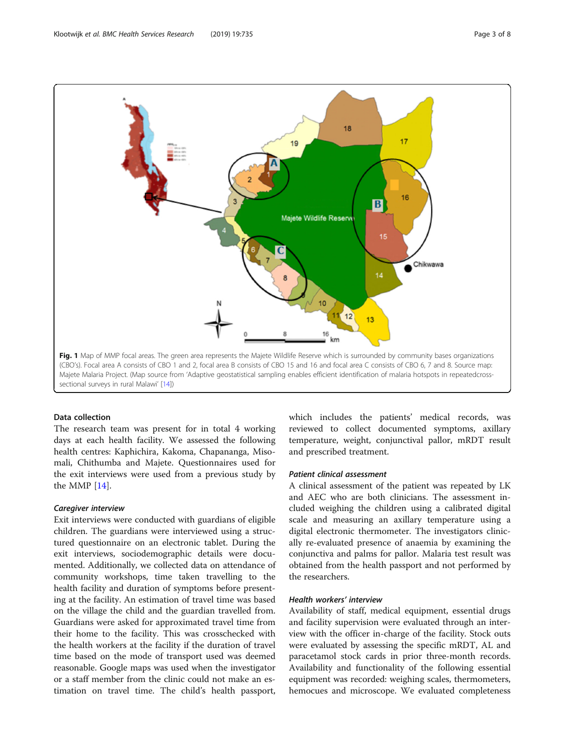Fig. 1 Map of MMP focal areas. The green area represents the Majete Wildlife Reserve which is surrounded by community bases organizations (CBO's). Focal area A consists of CBO 1 and 2, focal area B consists of CBO 15 and 16 and focal area C consists of CBO 6, 7 and 8. Source map: Majete Malaria Project. (Map source from 'Adaptive geostatistical sampling enables efficient identification of malaria hotspots in repeatedcross-sectional surveys in rural Malawi' [14])

#### Data collection

The research team was present for in total 4 working days at each health facility. We assessed the following health centres: Kaphichira, Kakoma, Chapananga, Misomali, Chithumba and Majete. Questionnaires used for the exit interviews were used from a previous study by the MMP [14].

##### *Caregiver interview*

Exit interviews were conducted with guardians of eligible children. The guardians were interviewed using a structured questionnaire on an electronic tablet. During the exit interviews, sociodemographic details were documented. Additionally, we collected data on attendance of community workshops, time taken travelling to the health facility and duration of symptoms before presenting at the facility. An estimation of travel time was based on the village the child and the guardian travelled from. Guardians were asked for approximated travel time from their home to the facility. This was crosschecked with the health workers at the facility if the duration of travel time based on the mode of transport used was deemed reasonable. Google maps was used when the investigator or a staff member from the clinic could not make an estimation on travel time. The child's health passport, which includes the patients' medical records, was reviewed to collect documented symptoms, axillary temperature, weight, conjunctival pallor, mRDT result and prescribed treatment.

##### *Patient clinical assessment*

A clinical assessment of the patient was repeated by LK and AEC who are both clinicians. The assessment included weighing the children using a calibrated digital scale and measuring an axillary temperature using a digital electronic thermometer. The investigators clinically re-evaluated presence of anaemia by examining the conjunctiva and palms for pallor. Malaria test result was obtained from the health passport and not performed by the researchers.

##### *Health workers' interview*

Availability of staff, medical equipment, essential drugs and facility supervision were evaluated through an interview with the officer in-charge of the facility. Stock outs were evaluated by assessing the specific mRDT, AL and paracetamol stock cards in prior three-month records. Availability and functionality of the following essential equipment was recorded: weighing scales, thermometers, hemocues and microscope. We evaluated completeness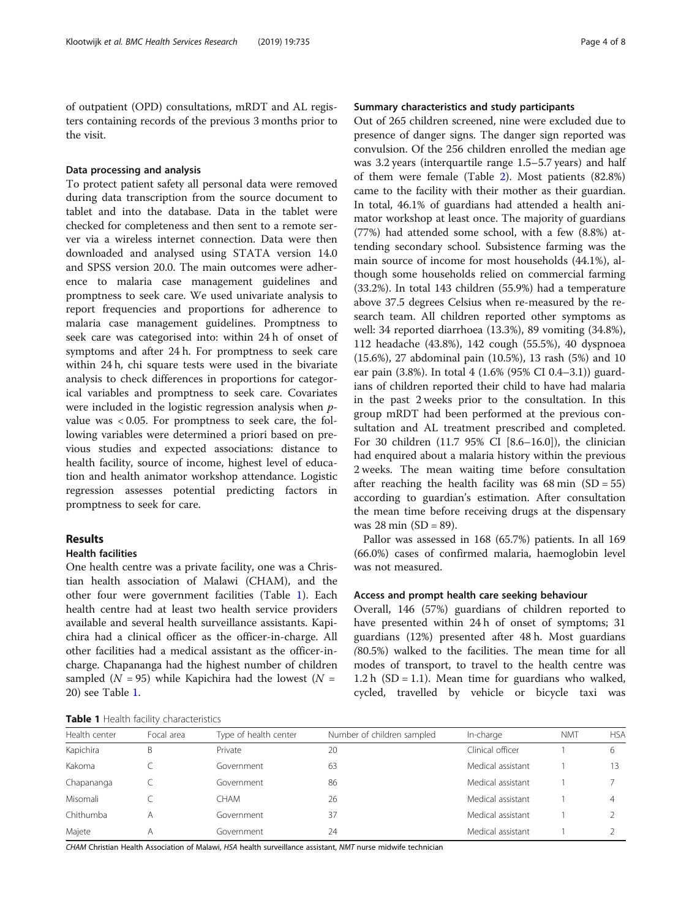of outpatient (OPD) consultations, mRDT and AL registers containing records of the previous 3 months prior to the visit.

### Data processing and analysis

To protect patient safety all personal data were removed during data transcription from the source document to tablet and into the database. Data in the tablet were checked for completeness and then sent to a remote server via a wireless internet connection. Data were then downloaded and analysed using STATA version 14.0 and SPSS version 20.0. The main outcomes were adherence to malaria case management guidelines and promptness to seek care. We used univariate analysis to report frequencies and proportions for adherence to malaria case management guidelines. Promptness to seek care was categorised into: within 24 h of onset of symptoms and after 24 h. For promptness to seek care within 24 h, chi square tests were used in the bivariate analysis to check differences in proportions for categorical variables and promptness to seek care. Covariates were included in the logistic regression analysis when $p$-value was < 0.05. For promptness to seek care, the following variables were determined a priori based on previous studies and expected associations: distance to health facility, source of income, highest level of education and health animator workshop attendance. Logistic regression assesses potential predicting factors in promptness to seek for care.

## Results

### Health facilities

One health centre was a private facility, one was a Christian health association of Malawi (CHAM), and the other four were government facilities (Table 1). Each health centre had at least two health service providers available and several health surveillance assistants. Kapichira had a clinical officer as the officer-in-charge. All other facilities had a medical assistant as the officer-in-charge. Chapananga had the highest number of children sampled ($N$ = 95) while Kapichira had the lowest ($N$ = 20) see Table 1.

### Summary characteristics and study participants

Out of 265 children screened, nine were excluded due to presence of danger signs. The danger sign reported was convulsion. Of the 256 children enrolled the median age was 3.2 years (interquartile range 1.5–5.7 years) and half of them were female (Table 2). Most patients (82.8%) came to the facility with their mother as their guardian. In total, 46.1% of guardians had attended a health animator workshop at least once. The majority of guardians (77%) had attended some school, with a few (8.8%) attending secondary school. Subsistence farming was the main source of income for most households (44.1%), although some households relied on commercial farming (33.2%). In total 143 children (55.9%) had a temperature above 37.5 degrees Celsius when re-measured by the research team. All children reported other symptoms as well: 34 reported diarrhoea (13.3%), 89 vomiting (34.8%), 112 headache (43.8%), 142 cough (55.5%), 40 dyspnoea (15.6%), 27 abdominal pain (10.5%), 13 rash (5%) and 10 ear pain (3.8%). In total 4 (1.6% (95% CI 0.4–3.1)) guardians of children reported their child to have had malaria in the past 2 weeks prior to the consultation. In this group mRDT had been performed at the previous consultation and AL treatment prescribed and completed. For 30 children (11.7 95% CI [8.6–16.0]), the clinician had enquired about a malaria history within the previous 2 weeks. The mean waiting time before consultation after reaching the health facility was 68 min (SD = 55) according to guardian's estimation. After consultation the mean time before receiving drugs at the dispensary was 28 min (SD = 89).

Pallor was assessed in 168 (65.7%) patients. In all 169 (66.0%) cases of confirmed malaria, haemoglobin level was not measured.

### Access and prompt health care seeking behaviour

Overall, 146 (57%) guardians of children reported to have presented within 24 h of onset of symptoms; 31 guardians (12%) presented after 48 h. Most guardians (80.5%) walked to the facilities. The mean time for all modes of transport, to travel to the health centre was 1.2 h (SD = 1.1). Mean time for guardians who walked, cycled, travelled by vehicle or bicycle taxi was

**Table 1** Health facility characteristics

| Health center | Focal area | Type of health center | Number of children sampled | In-charge | NMT | HSA |
|---|---|---|---|---|---|---|
| Kapichira | B | Private | 20 | Clinical officer | 1 | 6 |
| Kakoma | C | Government | 63 | Medical assistant | 1 | 13 |
| Chapananga | C | Government | 86 | Medical assistant | 1 | 7 |
| Misomali | C | CHAM | 26 | Medical assistant | 1 | 4 |
| Chithumba | A | Government | 37 | Medical assistant | 1 | 2 |
| Majete | A | Government | 24 | Medical assistant | 1 | 2 |

*CHAM* Christian Health Association of Malawi, *HSA* health surveillance assistant, *NMT* nurse midwife technician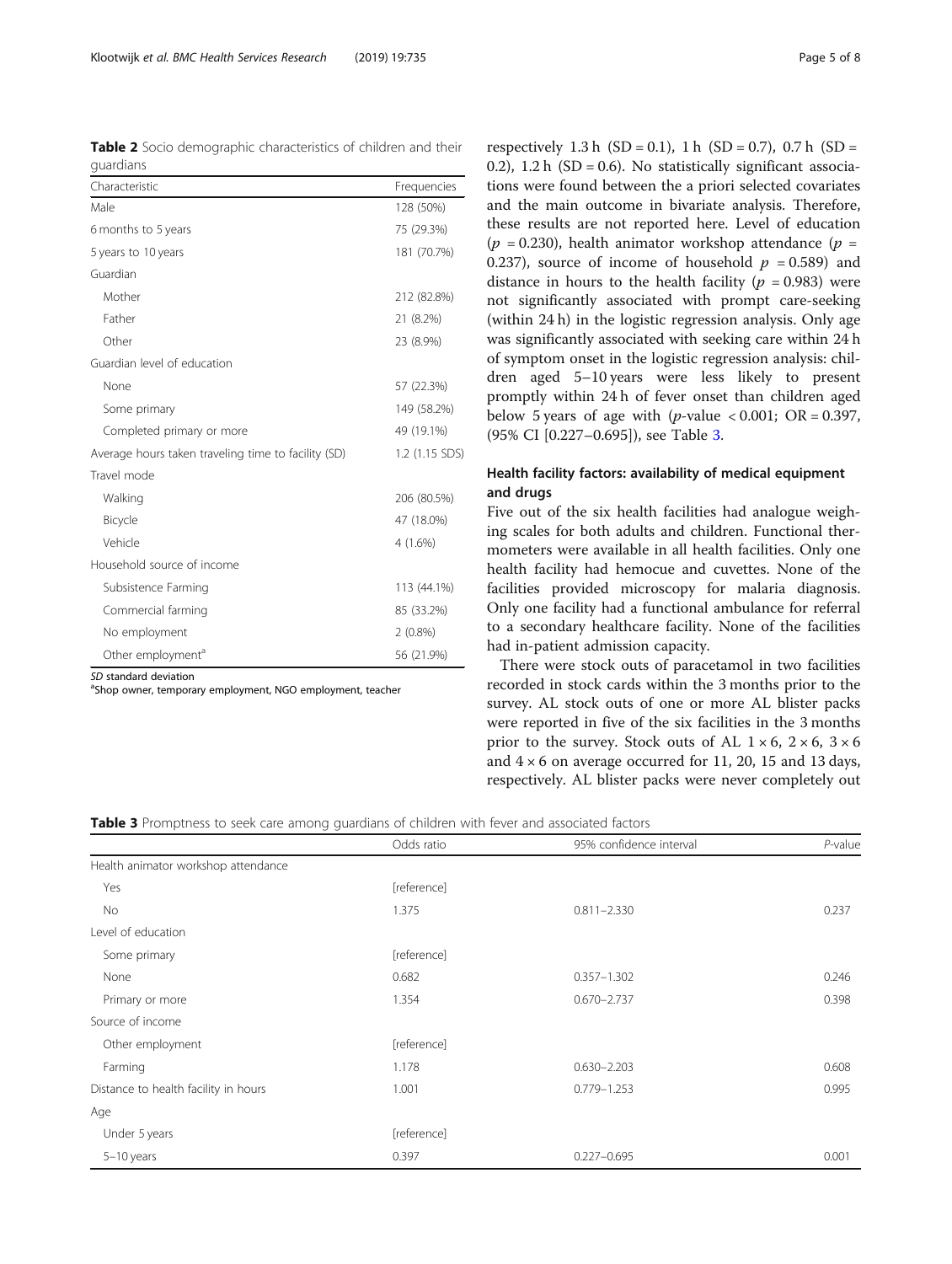**Table 2** Socio demographic characteristics of children and their guardians

| Characteristic | Frequencies |
| --- | --- |
| Male | 128 (50%) |
| 6 months to 5 years | 75 (29.3%) |
| 5 years to 10 years | 181 (70.7%) |
| Guardian | |
| Mother | 212 (82.8%) |
| Father | 21 (8.2%) |
| Other | 23 (8.9%) |
| Guardian level of education | |
| None | 57 (22.3%) |
| Some primary | 149 (58.2%) |
| Completed primary or more | 49 (19.1%) |
| Average hours taken traveling time to facility (SD) | 1.2 (1.15 SDS) |
| Travel mode | |
| Walking | 206 (80.5%) |
| Bicycle | 47 (18.0%) |
| Vehicle | 4 (1.6%) |
| Household source of income | |
| Subsistence Farming | 113 (44.1%) |
| Commercial farming | 85 (33.2%) |
| No employment | 2 (0.8%) |
| Other employment[a] | 56 (21.9%) |

*SD* standard deviation
[a]Shop owner, temporary employment, NGO employment, teacher

respectively 1.3 h (SD = 0.1), 1 h (SD = 0.7), 0.7 h (SD = 0.2), 1.2 h (SD = 0.6). No statistically significant associations were found between the a priori selected covariates and the main outcome in bivariate analysis. Therefore, these results are not reported here. Level of education ($p$ = 0.230), health animator workshop attendance ($p$ = 0.237), source of income of household $p$ = 0.589) and distance in hours to the health facility ($p$ = 0.983) were not significantly associated with prompt care-seeking (within 24 h) in the logistic regression analysis. Only age was significantly associated with seeking care within 24 h of symptom onset in the logistic regression analysis: children aged 5–10 years were less likely to present promptly within 24 h of fever onset than children aged below 5 years of age with ($p$-value < 0.001; OR = 0.397, (95% CI [0.227–0.695]), see Table 3.

## Health facility factors: availability of medical equipment and drugs

Five out of the six health facilities had analogue weighing scales for both adults and children. Functional thermometers were available in all health facilities. Only one health facility had hemocue and cuvettes. None of the facilities provided microscopy for malaria diagnosis. Only one facility had a functional ambulance for referral to a secondary healthcare facility. None of the facilities had in-patient admission capacity.

There were stock outs of paracetamol in two facilities recorded in stock cards within the 3 months prior to the survey. AL stock outs of one or more AL blister packs were reported in five of the six facilities in the 3 months prior to the survey. Stock outs of AL 1 × 6, 2 × 6, 3 × 6 and 4 × 6 on average occurred for 11, 20, 15 and 13 days, respectively. AL blister packs were never completely out

**Table 3** Promptness to seek care among guardians of children with fever and associated factors

| | Odds ratio | 95% confidence interval | *P*-value |
| --- | --- | --- | --- |
| Health animator workshop attendance | | | |
| Yes | [reference] | | |
| No | 1.375 | 0.811–2.330 | 0.237 |
| Level of education | | | |
| Some primary | [reference] | | |
| None | 0.682 | 0.357–1.302 | 0.246 |
| Primary or more | 1.354 | 0.670–2.737 | 0.398 |
| Source of income | | | |
| Other employment | [reference] | | |
| Farming | 1.178 | 0.630–2.203 | 0.608 |
| Distance to health facility in hours | 1.001 | 0.779–1.253 | 0.995 |
| Age | | | |
| Under 5 years | [reference] | | |
| 5–10 years | 0.397 | 0.227–0.695 | 0.001 |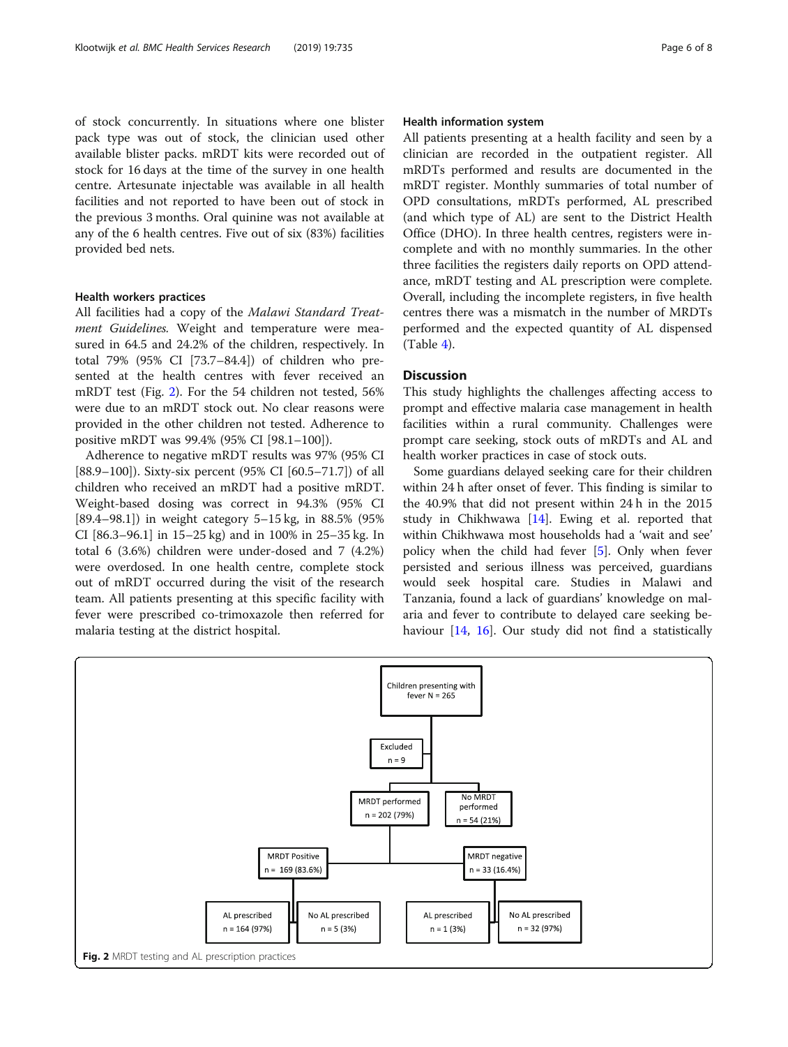of stock concurrently. In situations where one blister pack type was out of stock, the clinician used other available blister packs. mRDT kits were recorded out of stock for 16 days at the time of the survey in one health centre. Artesunate injectable was available in all health facilities and not reported to have been out of stock in the previous 3 months. Oral quinine was not available at any of the 6 health centres. Five out of six (83%) facilities provided bed nets.

### Health workers practices

All facilities had a copy of the *Malawi Standard Treatment Guidelines*. Weight and temperature were measured in 64.5 and 24.2% of the children, respectively. In total 79% (95% CI [73.7–84.4]) of children who presented at the health centres with fever received an mRDT test (Fig. 2). For the 54 children not tested, 56% were due to an mRDT stock out. No clear reasons were provided in the other children not tested. Adherence to positive mRDT was 99.4% (95% CI [98.1–100]).

Adherence to negative mRDT results was 97% (95% CI [88.9–100]). Sixty-six percent (95% CI [60.5–71.7]) of all children who received an mRDT had a positive mRDT. Weight-based dosing was correct in 94.3% (95% CI [89.4–98.1]) in weight category 5–15 kg, in 88.5% (95% CI [86.3–96.1] in 15–25 kg) and in 100% in 25–35 kg. In total 6 (3.6%) children were under-dosed and 7 (4.2%) were overdosed. In one health centre, complete stock out of mRDT occurred during the visit of the research team. All patients presenting at this specific facility with fever were prescribed co-trimoxazole then referred for malaria testing at the district hospital.

### Health information system

All patients presenting at a health facility and seen by a clinician are recorded in the outpatient register. All mRDTs performed and results are documented in the mRDT register. Monthly summaries of total number of OPD consultations, mRDTs performed, AL prescribed (and which type of AL) are sent to the District Health Office (DHO). In three health centres, registers were incomplete and with no monthly summaries. In the other three facilities the registers daily reports on OPD attendance, mRDT testing and AL prescription were complete. Overall, including the incomplete registers, in five health centres there was a mismatch in the number of MRDTs performed and the expected quantity of AL dispensed (Table 4).

## Discussion

This study highlights the challenges affecting access to prompt and effective malaria case management in health facilities within a rural community. Challenges were prompt care seeking, stock outs of mRDTs and AL and health worker practices in case of stock outs.

Some guardians delayed seeking care for their children within 24 h after onset of fever. This finding is similar to the 40.9% that did not present within 24 h in the 2015 study in Chikhwawa [14]. Ewing et al. reported that within Chikhwawa most households had a 'wait and see' policy when the child had fever [5]. Only when fever persisted and serious illness was perceived, guardians would seek hospital care. Studies in Malawi and Tanzania, found a lack of guardians' knowledge on malaria and fever to contribute to delayed care seeking behaviour [14, 16]. Our study did not find a statistically

Children presenting with fever N = 265
- Excluded n = 9
- MRDT performed n = 202 (79%)
  - MRDT Positive n = 169 (83.6%)
    - AL prescribed n = 164 (97%)
    - No AL prescribed n = 5 (3%)
  - MRDT negative n = 33 (16.4%)
    - AL prescribed n = 1 (3%)
    - No AL prescribed n = 32 (97%)
- No MRDT performed n = 54 (21%)

**Fig. 2** MRDT testing and AL prescription practices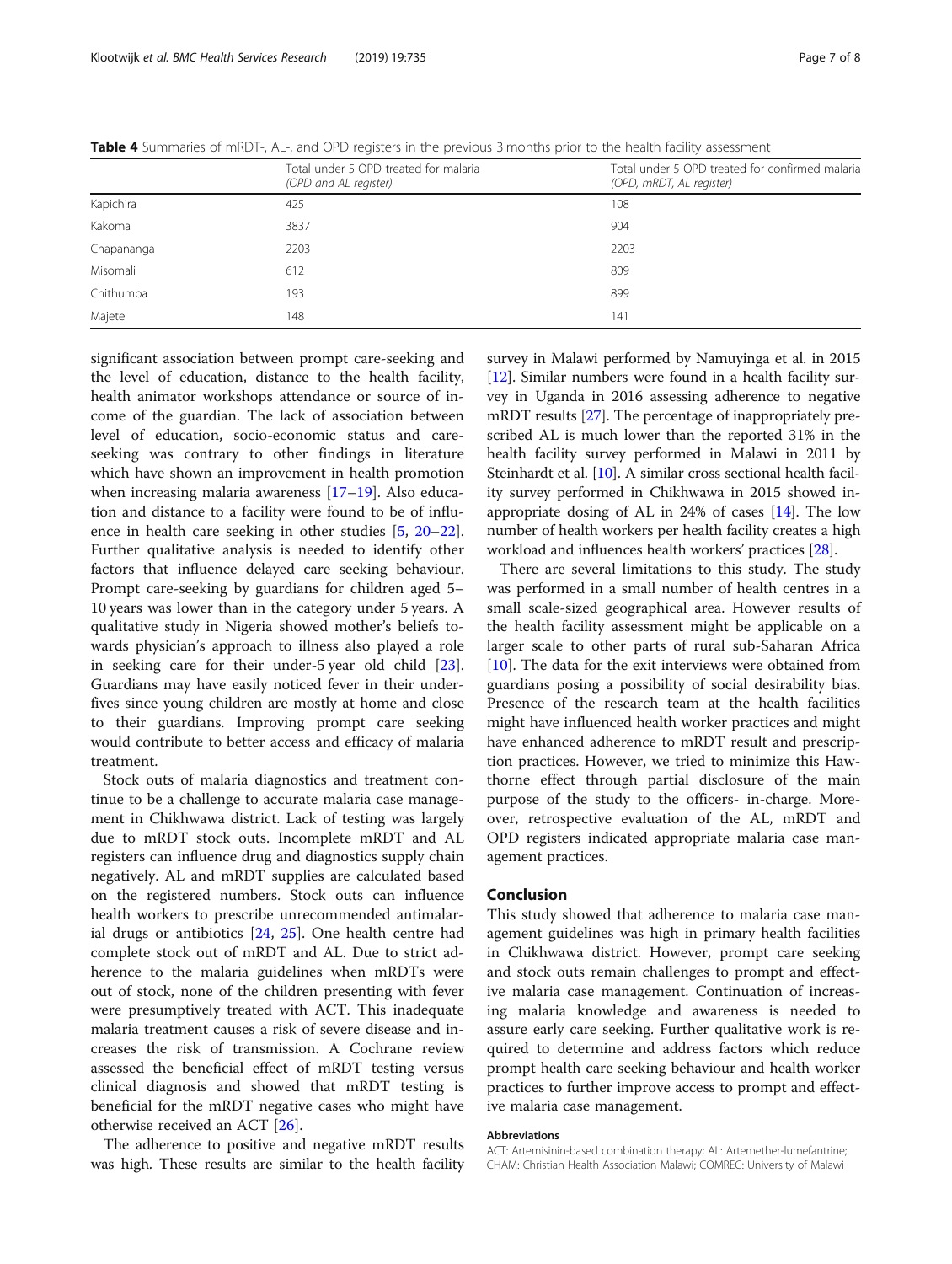**Table 4** Summaries of mRDT-, AL-, and OPD registers in the previous 3 months prior to the health facility assessment

| | Total under 5 OPD treated for malaria *(OPD and AL register)* | Total under 5 OPD treated for confirmed malaria *(OPD, mRDT, AL register)* |
|---|---|---|
| Kapichira | 425 | 108 |
| Kakoma | 3837 | 904 |
| Chapananga | 2203 | 2203 |
| Misomali | 612 | 809 |
| Chithumba | 193 | 899 |
| Majete | 148 | 141 |

significant association between prompt care-seeking and the level of education, distance to the health facility, health animator workshops attendance or source of income of the guardian. The lack of association between level of education, socio-economic status and care-seeking was contrary to other findings in literature which have shown an improvement in health promotion when increasing malaria awareness [17–19]. Also education and distance to a facility were found to be of influence in health care seeking in other studies [5, 20–22]. Further qualitative analysis is needed to identify other factors that influence delayed care seeking behaviour. Prompt care-seeking by guardians for children aged 5–10 years was lower than in the category under 5 years. A qualitative study in Nigeria showed mother's beliefs towards physician's approach to illness also played a role in seeking care for their under-5 year old child [23]. Guardians may have easily noticed fever in their under-fives since young children are mostly at home and close to their guardians. Improving prompt care seeking would contribute to better access and efficacy of malaria treatment.

Stock outs of malaria diagnostics and treatment continue to be a challenge to accurate malaria case management in Chikhwawa district. Lack of testing was largely due to mRDT stock outs. Incomplete mRDT and AL registers can influence drug and diagnostics supply chain negatively. AL and mRDT supplies are calculated based on the registered numbers. Stock outs can influence health workers to prescribe unrecommended antimalarial drugs or antibiotics [24, 25]. One health centre had complete stock out of mRDT and AL. Due to strict adherence to the malaria guidelines when mRDTs were out of stock, none of the children presenting with fever were presumptively treated with ACT. This inadequate malaria treatment causes a risk of severe disease and increases the risk of transmission. A Cochrane review assessed the beneficial effect of mRDT testing versus clinical diagnosis and showed that mRDT testing is beneficial for the mRDT negative cases who might have otherwise received an ACT [26].

The adherence to positive and negative mRDT results was high. These results are similar to the health facility survey in Malawi performed by Namuyinga et al. in 2015 [12]. Similar numbers were found in a health facility survey in Uganda in 2016 assessing adherence to negative mRDT results [27]. The percentage of inappropriately prescribed AL is much lower than the reported 31% in the health facility survey performed in Malawi in 2011 by Steinhardt et al. [10]. A similar cross sectional health facility survey performed in Chikhwawa in 2015 showed inappropriate dosing of AL in 24% of cases [14]. The low number of health workers per health facility creates a high workload and influences health workers' practices [28].

There are several limitations to this study. The study was performed in a small number of health centres in a small scale-sized geographical area. However results of the health facility assessment might be applicable on a larger scale to other parts of rural sub-Saharan Africa [10]. The data for the exit interviews were obtained from guardians posing a possibility of social desirability bias. Presence of the research team at the health facilities might have influenced health worker practices and might have enhanced adherence to mRDT result and prescription practices. However, we tried to minimize this Hawthorne effect through partial disclosure of the main purpose of the study to the officers- in-charge. Moreover, retrospective evaluation of the AL, mRDT and OPD registers indicated appropriate malaria case management practices.

## Conclusion

This study showed that adherence to malaria case management guidelines was high in primary health facilities in Chikhwawa district. However, prompt care seeking and stock outs remain challenges to prompt and effective malaria case management. Continuation of increasing malaria knowledge and awareness is needed to assure early care seeking. Further qualitative work is required to determine and address factors which reduce prompt health care seeking behaviour and health worker practices to further improve access to prompt and effective malaria case management.

### Abbreviations

ACT: Artemisinin-based combination therapy; AL: Artemether-lumefantrine; CHAM: Christian Health Association Malawi; COMREC: University of Malawi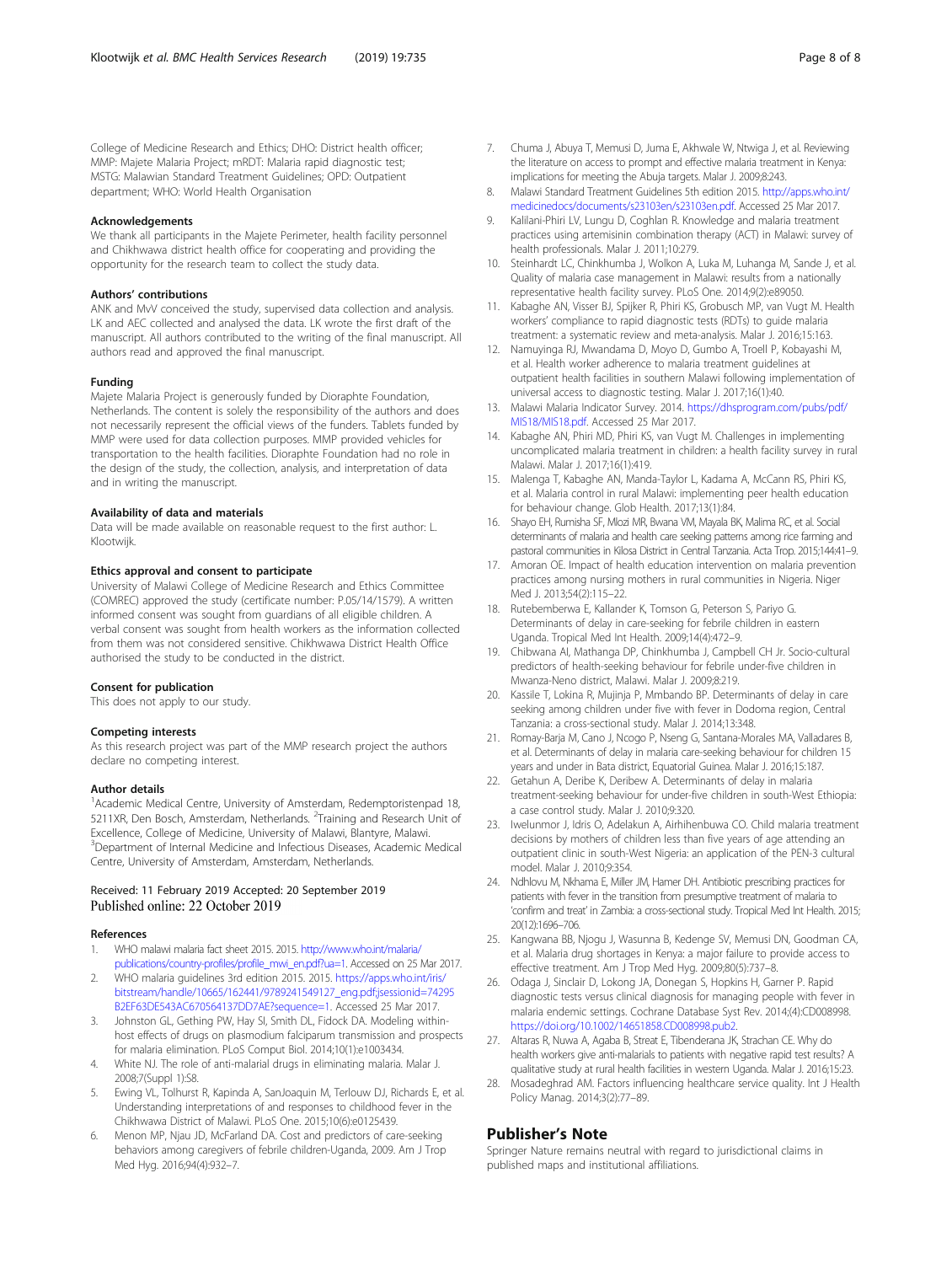College of Medicine Research and Ethics; DHO: District health officer; MMP: Majete Malaria Project; mRDT: Malaria rapid diagnostic test; MSTG: Malawian Standard Treatment Guidelines; OPD: Outpatient department; WHO: World Health Organisation

### Acknowledgements

We thank all participants in the Majete Perimeter, health facility personnel and Chikhwawa district health office for cooperating and providing the opportunity for the research team to collect the study data.

### Authors' contributions

ANK and MvV conceived the study, supervised data collection and analysis. LK and AEC collected and analysed the data. LK wrote the first draft of the manuscript. All authors contributed to the writing of the final manuscript. All authors read and approved the final manuscript.

### Funding

Majete Malaria Project is generously funded by Dioraphte Foundation, Netherlands. The content is solely the responsibility of the authors and does not necessarily represent the official views of the funders. Tablets funded by MMP were used for data collection purposes. MMP provided vehicles for transportation to the health facilities. Dioraphte Foundation had no role in the design of the study, the collection, analysis, and interpretation of data and in writing the manuscript.

### Availability of data and materials

Data will be made available on reasonable request to the first author: L. Klootwijk.

### Ethics approval and consent to participate

University of Malawi College of Medicine Research and Ethics Committee (COMREC) approved the study (certificate number: P.05/14/1579). A written informed consent was sought from guardians of all eligible children. A verbal consent was sought from health workers as the information collected from them was not considered sensitive. Chikhwawa District Health Office authorised the study to be conducted in the district.

### Consent for publication

This does not apply to our study.

### Competing interests

As this research project was part of the MMP research project the authors declare no competing interest.

### Author details

[1]Academic Medical Centre, University of Amsterdam, Redemptoristenpad 18, 5211XR, Den Bosch, Amsterdam, Netherlands. [2]Training and Research Unit of Excellence, College of Medicine, University of Malawi, Blantyre, Malawi. [3]Department of Internal Medicine and Infectious Diseases, Academic Medical Centre, University of Amsterdam, Amsterdam, Netherlands.

Received: 11 February 2019 Accepted: 20 September 2019
Published online: 22 October 2019

### References

1. WHO malawi malaria fact sheet 2015. 2015. http://www.who.int/malaria/publications/country-profiles/profile_mwi_en.pdf?ua=1. Accessed on 25 Mar 2017.
2. WHO malaria guidelines 3rd edition 2015. 2015. https://apps.who.int/iris/bitstream/handle/10665/162441/9789241549127_eng.pdf;jsessionid=74295B2EF63DE543AC670564137DD7AE?sequence=1. Accessed 25 Mar 2017.
3. Johnston GL, Gething PW, Hay SI, Smith DL, Fidock DA. Modeling within-host effects of drugs on plasmodium falciparum transmission and prospects for malaria elimination. PLoS Comput Biol. 2014;10(1):e1003434.
4. White NJ. The role of anti-malarial drugs in eliminating malaria. Malar J. 2008;7(Suppl 1):S8.
5. Ewing VL, Tolhurst R, Kapinda A, SanJoaquin M, Terlouw DJ, Richards E, et al. Understanding interpretations of and responses to childhood fever in the Chikhwawa District of Malawi. PLoS One. 2015;10(6):e0125439.
6. Menon MP, Njau JD, McFarland DA. Cost and predictors of care-seeking behaviors among caregivers of febrile children-Uganda, 2009. Am J Trop Med Hyg. 2016;94(4):932–7.
7. Chuma J, Abuya T, Memusi D, Juma E, Akhwale W, Ntwiga J, et al. Reviewing the literature on access to prompt and effective malaria treatment in Kenya: implications for meeting the Abuja targets. Malar J. 2009;8:243.
8. Malawi Standard Treatment Guidelines 5th edition 2015. http://apps.who.int/medicinedocs/documents/s23103en/s23103en.pdf. Accessed 25 Mar 2017.
9. Kalilani-Phiri LV, Lungu D, Coghlan R. Knowledge and malaria treatment practices using artemisinin combination therapy (ACT) in Malawi: survey of health professionals. Malar J. 2011;10:279.
10. Steinhardt LC, Chinkhumba J, Wolkon A, Luka M, Luhanga M, Sande J, et al. Quality of malaria case management in Malawi: results from a nationally representative health facility survey. PLoS One. 2014;9(2):e89050.
11. Kabaghe AN, Visser BJ, Spijker R, Phiri KS, Grobusch MP, van Vugt M. Health workers' compliance to rapid diagnostic tests (RDTs) to guide malaria treatment: a systematic review and meta-analysis. Malar J. 2016;15:163.
12. Namuyinga RJ, Mwandama D, Moyo D, Gumbo A, Troell P, Kobayashi M, et al. Health worker adherence to malaria treatment guidelines at outpatient health facilities in southern Malawi following implementation of universal access to diagnostic testing. Malar J. 2017;16(1):40.
13. Malawi Malaria Indicator Survey. 2014. https://dhsprogram.com/pubs/pdf/MIS18/MIS18.pdf. Accessed 25 Mar 2017.
14. Kabaghe AN, Phiri MD, Phiri KS, van Vugt M. Challenges in implementing uncomplicated malaria treatment in children: a health facility survey in rural Malawi. Malar J. 2017;16(1):419.
15. Malenga T, Kabaghe AN, Manda-Taylor L, Kadama A, McCann RS, Phiri KS, et al. Malaria control in rural Malawi: implementing peer health education for behaviour change. Glob Health. 2017;13(1):84.
16. Shayo EH, Rumisha SF, Mlozi MR, Bwana VM, Mayala BK, Malima RC, et al. Social determinants of malaria and health care seeking patterns among rice farming and pastoral communities in Kilosa District in Central Tanzania. Acta Trop. 2015;144:41–9.
17. Amoran OE. Impact of health education intervention on malaria prevention practices among nursing mothers in rural communities in Nigeria. Niger Med J. 2013;54(2):115–22.
18. Rutebemberwa E, Kallander K, Tomson G, Peterson S, Pariyo G. Determinants of delay in care-seeking for febrile children in eastern Uganda. Tropical Med Int Health. 2009;14(4):472–9.
19. Chibwana AI, Mathanga DP, Chinkhumba J, Campbell CH Jr. Socio-cultural predictors of health-seeking behaviour for febrile under-five children in Mwanza-Neno district, Malawi. Malar J. 2009;8:219.
20. Kassile T, Lokina R, Mujinja P, Mmbando BP. Determinants of delay in care seeking among children under five with fever in Dodoma region, Central Tanzania: a cross-sectional study. Malar J. 2014;13:348.
21. Romay-Barja M, Cano J, Ncogo P, Nseng G, Santana-Morales MA, Valladares B, et al. Determinants of delay in malaria care-seeking behaviour for children 15 years and under in Bata district, Equatorial Guinea. Malar J. 2016;15:187.
22. Getahun A, Deribe K, Deribew A. Determinants of delay in malaria treatment-seeking behaviour for under-five children in south-West Ethiopia: a case control study. Malar J. 2010;9:320.
23. Iwelunmor J, Idris O, Adelakun A, Airhihenbuwa CO. Child malaria treatment decisions by mothers of children less than five years of age attending an outpatient clinic in south-West Nigeria: an application of the PEN-3 cultural model. Malar J. 2010;9:354.
24. Ndhlovu M, Nkhama E, Miller JM, Hamer DH. Antibiotic prescribing practices for patients with fever in the transition from presumptive treatment of malaria to 'confirm and treat' in Zambia: a cross-sectional study. Tropical Med Int Health. 2015;20(12):1696–706.
25. Kangwana BB, Njogu J, Wasunna B, Kedenge SV, Memusi DN, Goodman CA, et al. Malaria drug shortages in Kenya: a major failure to provide access to effective treatment. Am J Trop Med Hyg. 2009;80(5):737–8.
26. Odaga J, Sinclair D, Lokong JA, Donegan S, Hopkins H, Garner P. Rapid diagnostic tests versus clinical diagnosis for managing people with fever in malaria endemic settings. Cochrane Database Syst Rev. 2014;(4):CD008998. https://doi.org/10.1002/14651858.CD008998.pub2.
27. Altaras R, Nuwa A, Agaba B, Streat E, Tibenderana JK, Strachan CE. Why do health workers give anti-malarials to patients with negative rapid test results? A qualitative study at rural health facilities in western Uganda. Malar J. 2016;15:23.
28. Mosadeghrad AM. Factors influencing healthcare service quality. Int J Health Policy Manag. 2014;3(2):77–89.

## Publisher's Note

Springer Nature remains neutral with regard to jurisdictional claims in published maps and institutional affiliations.